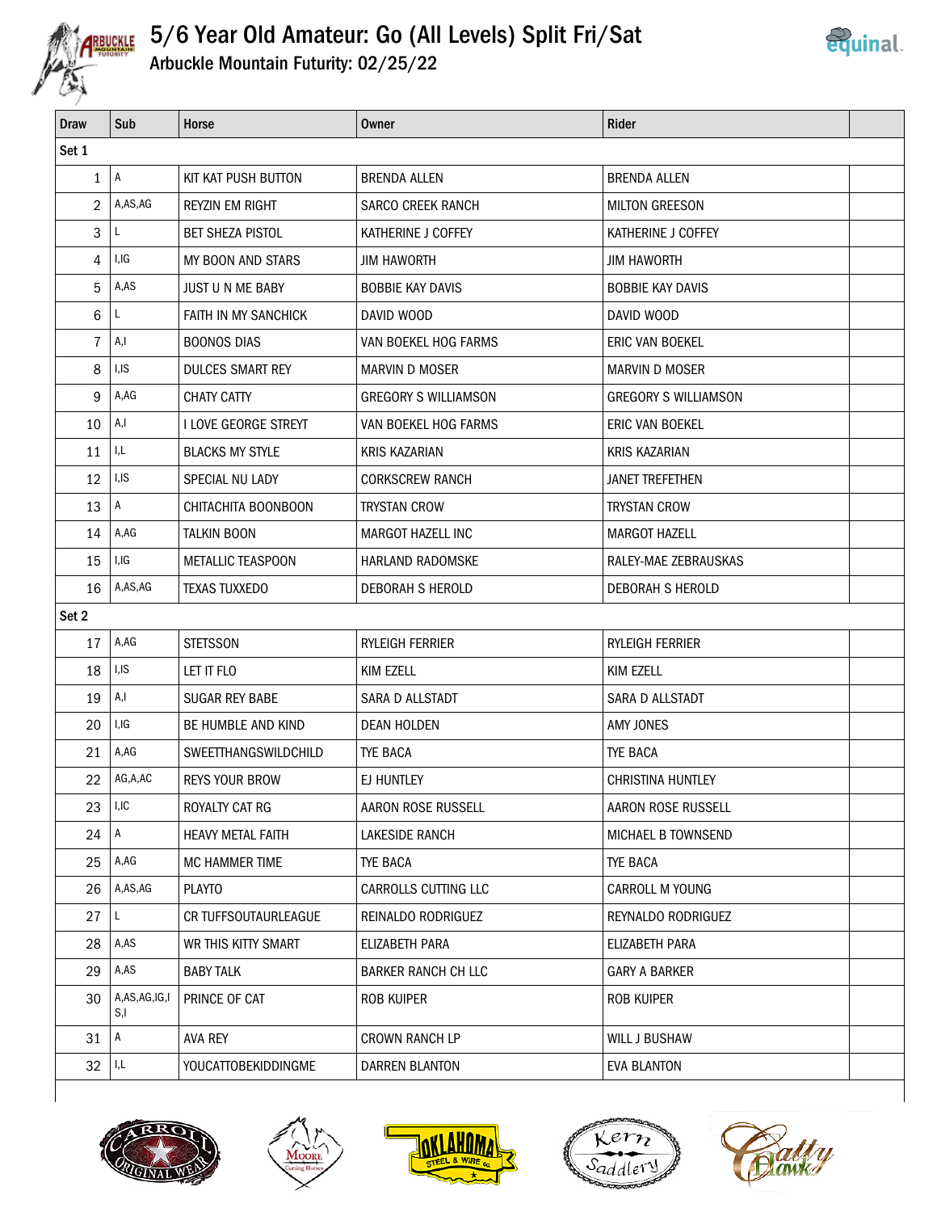# 5/6 Year Old Amateur: Go (All Levels) Split Fri/Sat

## Arbuckle Mountain Futurity: 02/25/22

| Draw | Sub | Horse | Owner | Rider | |
|---|---|---|---|---|---|
| Set 1 | | | | | |
| 1 | A | KIT KAT PUSH BUTTON | BRENDA ALLEN | BRENDA ALLEN | |
| 2 | A,AS,AG | REYZIN EM RIGHT | SARCO CREEK RANCH | MILTON GREESON | |
| 3 | L | BET SHEZA PISTOL | KATHERINE J COFFEY | KATHERINE J COFFEY | |
| 4 | I,IG | MY BOON AND STARS | JIM HAWORTH | JIM HAWORTH | |
| 5 | A,AS | JUST U N ME BABY | BOBBIE KAY DAVIS | BOBBIE KAY DAVIS | |
| 6 | L | FAITH IN MY SANCHICK | DAVID WOOD | DAVID WOOD | |
| 7 | A,I | BOONOS DIAS | VAN BOEKEL HOG FARMS | ERIC VAN BOEKEL | |
| 8 | I,IS | DULCES SMART REY | MARVIN D MOSER | MARVIN D MOSER | |
| 9 | A,AG | CHATY CATTY | GREGORY S WILLIAMSON | GREGORY S WILLIAMSON | |
| 10 | A,I | I LOVE GEORGE STREYT | VAN BOEKEL HOG FARMS | ERIC VAN BOEKEL | |
| 11 | I,L | BLACKS MY STYLE | KRIS KAZARIAN | KRIS KAZARIAN | |
| 12 | I,IS | SPECIAL NU LADY | CORKSCREW RANCH | JANET TREFETHEN | |
| 13 | A | CHITACHITA BOONBOON | TRYSTAN CROW | TRYSTAN CROW | |
| 14 | A,AG | TALKIN BOON | MARGOT HAZELL INC | MARGOT HAZELL | |
| 15 | I,IG | METALLIC TEASPOON | HARLAND RADOMSKE | RALEY-MAE ZEBRAUSKAS | |
| 16 | A,AS,AG | TEXAS TUXXEDO | DEBORAH S HEROLD | DEBORAH S HEROLD | |
| Set 2 | | | | | |
| 17 | A,AG | STETSSON | RYLEIGH FERRIER | RYLEIGH FERRIER | |
| 18 | I,IS | LET IT FLO | KIM EZELL | KIM EZELL | |
| 19 | A,I | SUGAR REY BABE | SARA D ALLSTADT | SARA D ALLSTADT | |
| 20 | I,IG | BE HUMBLE AND KIND | DEAN HOLDEN | AMY JONES | |
| 21 | A,AG | SWEETTHANGSWILDCHILD | TYE BACA | TYE BACA | |
| 22 | AG,A,AC | REYS YOUR BROW | EJ HUNTLEY | CHRISTINA HUNTLEY | |
| 23 | I,IC | ROYALTY CAT RG | AARON ROSE RUSSELL | AARON ROSE RUSSELL | |
| 24 | A | HEAVY METAL FAITH | LAKESIDE RANCH | MICHAEL B TOWNSEND | |
| 25 | A,AG | MC HAMMER TIME | TYE BACA | TYE BACA | |
| 26 | A,AS,AG | PLAYTO | CARROLLS CUTTING LLC | CARROLL M YOUNG | |
| 27 | L | CR TUFFSOUTAURLEAGUE | REINALDO RODRIGUEZ | REYNALDO RODRIGUEZ | |
| 28 | A,AS | WR THIS KITTY SMART | ELIZABETH PARA | ELIZABETH PARA | |
| 29 | A,AS | BABY TALK | BARKER RANCH CH LLC | GARY A BARKER | |
| 30 | A,AS,AG,IG,IS,I | PRINCE OF CAT | ROB KUIPER | ROB KUIPER | |
| 31 | A | AVA REY | CROWN RANCH LP | WILL J BUSHAW | |
| 32 | I,L | YOUCATTOBEKIDDINGME | DARREN BLANTON | EVA BLANTON | |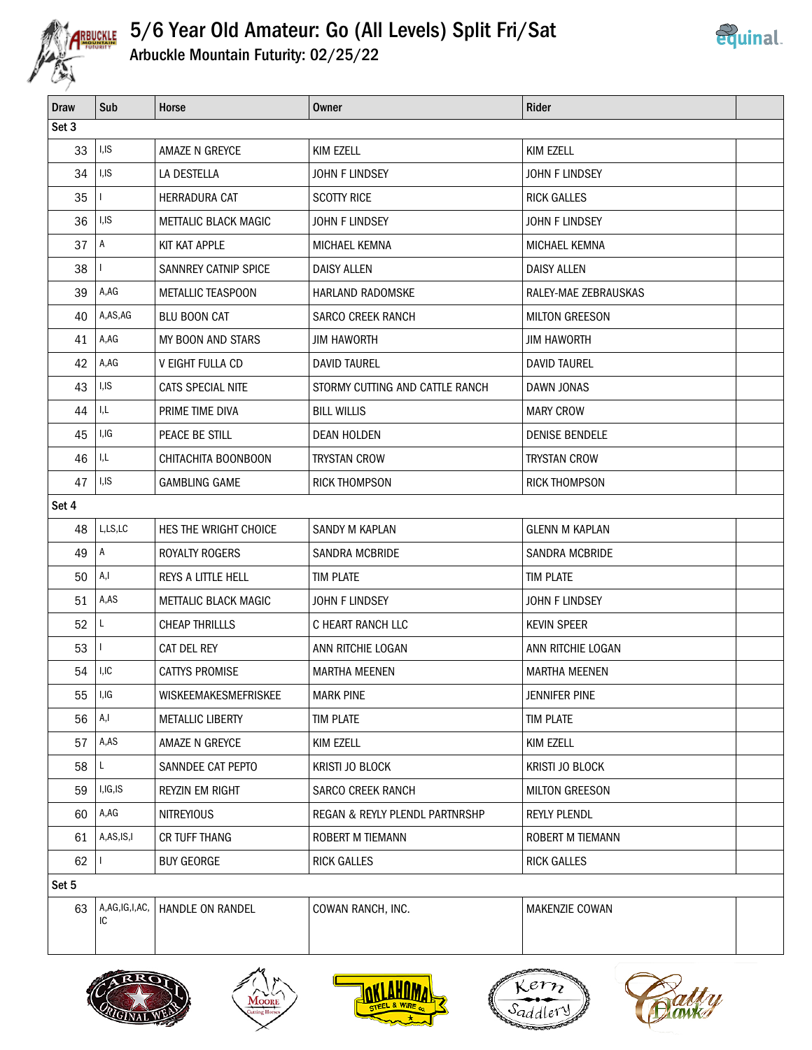# 5/6 Year Old Amateur: Go (All Levels) Split Fri/Sat

## Arbuckle Mountain Futurity: 02/25/22

| Draw | Sub | Horse | Owner | Rider | |
|---|---|---|---|---|---|
| Set 3 | | | | | |
| 33 | I,IS | AMAZE N GREYCE | KIM EZELL | KIM EZELL | |
| 34 | I,IS | LA DESTELLA | JOHN F LINDSEY | JOHN F LINDSEY | |
| 35 | I | HERRADURA CAT | SCOTTY RICE | RICK GALLES | |
| 36 | I,IS | METTALIC BLACK MAGIC | JOHN F LINDSEY | JOHN F LINDSEY | |
| 37 | A | KIT KAT APPLE | MICHAEL KEMNA | MICHAEL KEMNA | |
| 38 | I | SANNREY CATNIP SPICE | DAISY ALLEN | DAISY ALLEN | |
| 39 | A,AG | METALLIC TEASPOON | HARLAND RADOMSKE | RALEY-MAE ZEBRAUSKAS | |
| 40 | A,AS,AG | BLU BOON CAT | SARCO CREEK RANCH | MILTON GREESON | |
| 41 | A,AG | MY BOON AND STARS | JIM HAWORTH | JIM HAWORTH | |
| 42 | A,AG | V EIGHT FULLA CD | DAVID TAUREL | DAVID TAUREL | |
| 43 | I,IS | CATS SPECIAL NITE | STORMY CUTTING AND CATTLE RANCH | DAWN JONAS | |
| 44 | I,L | PRIME TIME DIVA | BILL WILLIS | MARY CROW | |
| 45 | I,IG | PEACE BE STILL | DEAN HOLDEN | DENISE BENDELE | |
| 46 | I,L | CHITACHITA BOONBOON | TRYSTAN CROW | TRYSTAN CROW | |
| 47 | I,IS | GAMBLING GAME | RICK THOMPSON | RICK THOMPSON | |
| Set 4 | | | | | |
| 48 | L,LS,LC | HES THE WRIGHT CHOICE | SANDY M KAPLAN | GLENN M KAPLAN | |
| 49 | A | ROYALTY ROGERS | SANDRA MCBRIDE | SANDRA MCBRIDE | |
| 50 | A,I | REYS A LITTLE HELL | TIM PLATE | TIM PLATE | |
| 51 | A,AS | METTALIC BLACK MAGIC | JOHN F LINDSEY | JOHN F LINDSEY | |
| 52 | L | CHEAP THRILLLS | C HEART RANCH LLC | KEVIN SPEER | |
| 53 | I | CAT DEL REY | ANN RITCHIE LOGAN | ANN RITCHIE LOGAN | |
| 54 | I,IC | CATTYS PROMISE | MARTHA MEENEN | MARTHA MEENEN | |
| 55 | I,IG | WISKEEMAKESMEFRISKEE | MARK PINE | JENNIFER PINE | |
| 56 | A,I | METALLIC LIBERTY | TIM PLATE | TIM PLATE | |
| 57 | A,AS | AMAZE N GREYCE | KIM EZELL | KIM EZELL | |
| 58 | L | SANNDEE CAT PEPTO | KRISTI JO BLOCK | KRISTI JO BLOCK | |
| 59 | I,IG,IS | REYZIN EM RIGHT | SARCO CREEK RANCH | MILTON GREESON | |
| 60 | A,AG | NITREYIOUS | REGAN & REYLY PLENDL PARTNRSHP | REYLY PLENDL | |
| 61 | A,AS,IS,I | CR TUFF THANG | ROBERT M TIEMANN | ROBERT M TIEMANN | |
| 62 | I | BUY GEORGE | RICK GALLES | RICK GALLES | |
| Set 5 | | | | | |
| 63 | A,AG,IG,I,AC,IC | HANDLE ON RANDEL | COWAN RANCH, INC. | MAKENZIE COWAN | |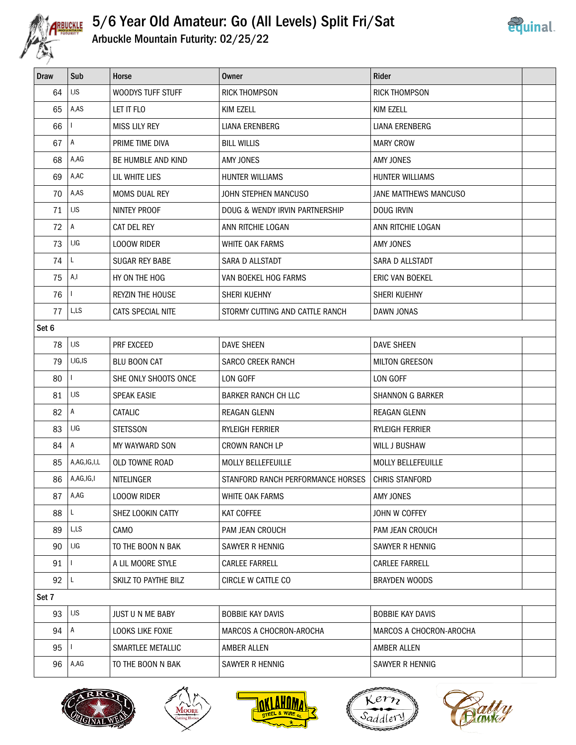# 5/6 Year Old Amateur: Go (All Levels) Split Fri/Sat

## Arbuckle Mountain Futurity: 02/25/22

| Draw | Sub | Horse | Owner | Rider | |
|---|---|---|---|---|---|
| 64 | I,IS | WOODYS TUFF STUFF | RICK THOMPSON | RICK THOMPSON | |
| 65 | A,AS | LET IT FLO | KIM EZELL | KIM EZELL | |
| 66 | I | MISS LILY REY | LIANA ERENBERG | LIANA ERENBERG | |
| 67 | A | PRIME TIME DIVA | BILL WILLIS | MARY CROW | |
| 68 | A,AG | BE HUMBLE AND KIND | AMY JONES | AMY JONES | |
| 69 | A,AC | LIL WHITE LIES | HUNTER WILLIAMS | HUNTER WILLIAMS | |
| 70 | A,AS | MOMS DUAL REY | JOHN STEPHEN MANCUSO | JANE MATTHEWS MANCUSO | |
| 71 | I,IS | NINTEY PROOF | DOUG & WENDY IRVIN PARTNERSHIP | DOUG IRVIN | |
| 72 | A | CAT DEL REY | ANN RITCHIE LOGAN | ANN RITCHIE LOGAN | |
| 73 | I,IG | LOOOW RIDER | WHITE OAK FARMS | AMY JONES | |
| 74 | L | SUGAR REY BABE | SARA D ALLSTADT | SARA D ALLSTADT | |
| 75 | A,I | HY ON THE HOG | VAN BOEKEL HOG FARMS | ERIC VAN BOEKEL | |
| 76 | I | REYZIN THE HOUSE | SHERI KUEHNY | SHERI KUEHNY | |
| 77 | L,LS | CATS SPECIAL NITE | STORMY CUTTING AND CATTLE RANCH | DAWN JONAS | |
| Set 6 | | | | | |
| 78 | I,IS | PRF EXCEED | DAVE SHEEN | DAVE SHEEN | |
| 79 | I,IG,IS | BLU BOON CAT | SARCO CREEK RANCH | MILTON GREESON | |
| 80 | I | SHE ONLY SHOOTS ONCE | LON GOFF | LON GOFF | |
| 81 | I,IS | SPEAK EASIE | BARKER RANCH CH LLC | SHANNON G BARKER | |
| 82 | A | CATALIC | REAGAN GLENN | REAGAN GLENN | |
| 83 | I,IG | STETSSON | RYLEIGH FERRIER | RYLEIGH FERRIER | |
| 84 | A | MY WAYWARD SON | CROWN RANCH LP | WILL J BUSHAW | |
| 85 | A,AG,IG,I,L | OLD TOWNE ROAD | MOLLY BELLEFEUILLE | MOLLY BELLEFEUILLE | |
| 86 | A,AG,IG,I | NITELINGER | STANFORD RANCH PERFORMANCE HORSES | CHRIS STANFORD | |
| 87 | A,AG | LOOOW RIDER | WHITE OAK FARMS | AMY JONES | |
| 88 | L | SHEZ LOOKIN CATTY | KAT COFFEE | JOHN W COFFEY | |
| 89 | L,LS | CAMO | PAM JEAN CROUCH | PAM JEAN CROUCH | |
| 90 | I,IG | TO THE BOON N BAK | SAWYER R HENNIG | SAWYER R HENNIG | |
| 91 | I | A LIL MOORE STYLE | CARLEE FARRELL | CARLEE FARRELL | |
| 92 | L | SKILZ TO PAYTHE BILZ | CIRCLE W CATTLE CO | BRAYDEN WOODS | |
| Set 7 | | | | | |
| 93 | I,IS | JUST U N ME BABY | BOBBIE KAY DAVIS | BOBBIE KAY DAVIS | |
| 94 | A | LOOKS LIKE FOXIE | MARCOS A CHOCRON-AROCHA | MARCOS A CHOCRON-AROCHA | |
| 95 | I | SMARTLEE METALLIC | AMBER ALLEN | AMBER ALLEN | |
| 96 | A,AG | TO THE BOON N BAK | SAWYER R HENNIG | SAWYER R HENNIG | |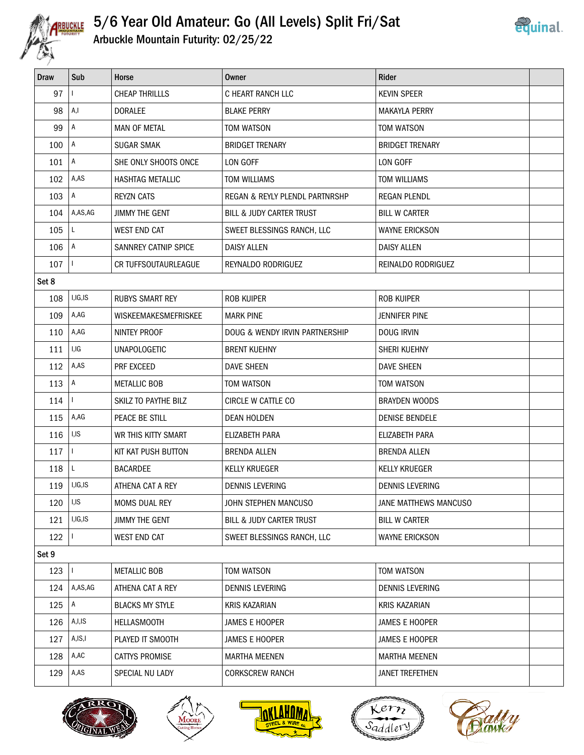# 5/6 Year Old Amateur: Go (All Levels) Split Fri/Sat

## Arbuckle Mountain Futurity: 02/25/22

| Draw | Sub | Horse | Owner | Rider | |
|---|---|---|---|---|---|
| 97 | I | CHEAP THRILLLS | C HEART RANCH LLC | KEVIN SPEER | |
| 98 | A,I | DORALEE | BLAKE PERRY | MAKAYLA PERRY | |
| 99 | A | MAN OF METAL | TOM WATSON | TOM WATSON | |
| 100 | A | SUGAR SMAK | BRIDGET TRENARY | BRIDGET TRENARY | |
| 101 | A | SHE ONLY SHOOTS ONCE | LON GOFF | LON GOFF | |
| 102 | A,AS | HASHTAG METALLIC | TOM WILLIAMS | TOM WILLIAMS | |
| 103 | A | REYZN CATS | REGAN & REYLY PLENDL PARTNRSHP | REGAN PLENDL | |
| 104 | A,AS,AG | JIMMY THE GENT | BILL & JUDY CARTER TRUST | BILL W CARTER | |
| 105 | L | WEST END CAT | SWEET BLESSINGS RANCH, LLC | WAYNE ERICKSON | |
| 106 | A | SANNREY CATNIP SPICE | DAISY ALLEN | DAISY ALLEN | |
| 107 | I | CR TUFFSOUTAURLEAGUE | REYNALDO RODRIGUEZ | REINALDO RODRIGUEZ | |
| Set 8 | | | | | |
| 108 | I,IG,IS | RUBYS SMART REY | ROB KUIPER | ROB KUIPER | |
| 109 | A,AG | WISKEEMAKESMEFRISKEE | MARK PINE | JENNIFER PINE | |
| 110 | A,AG | NINTEY PROOF | DOUG & WENDY IRVIN PARTNERSHIP | DOUG IRVIN | |
| 111 | I,IG | UNAPOLOGETIC | BRENT KUEHNY | SHERI KUEHNY | |
| 112 | A,AS | PRF EXCEED | DAVE SHEEN | DAVE SHEEN | |
| 113 | A | METALLIC BOB | TOM WATSON | TOM WATSON | |
| 114 | I | SKILZ TO PAYTHE BILZ | CIRCLE W CATTLE CO | BRAYDEN WOODS | |
| 115 | A,AG | PEACE BE STILL | DEAN HOLDEN | DENISE BENDELE | |
| 116 | I,IS | WR THIS KITTY SMART | ELIZABETH PARA | ELIZABETH PARA | |
| 117 | I | KIT KAT PUSH BUTTON | BRENDA ALLEN | BRENDA ALLEN | |
| 118 | L | BACARDEE | KELLY KRUEGER | KELLY KRUEGER | |
| 119 | I,IG,IS | ATHENA CAT A REY | DENNIS LEVERING | DENNIS LEVERING | |
| 120 | I,IS | MOMS DUAL REY | JOHN STEPHEN MANCUSO | JANE MATTHEWS MANCUSO | |
| 121 | I,IG,IS | JIMMY THE GENT | BILL & JUDY CARTER TRUST | BILL W CARTER | |
| 122 | I | WEST END CAT | SWEET BLESSINGS RANCH, LLC | WAYNE ERICKSON | |
| Set 9 | | | | | |
| 123 | I | METALLIC BOB | TOM WATSON | TOM WATSON | |
| 124 | A,AS,AG | ATHENA CAT A REY | DENNIS LEVERING | DENNIS LEVERING | |
| 125 | A | BLACKS MY STYLE | KRIS KAZARIAN | KRIS KAZARIAN | |
| 126 | A,I,IS | HELLASMOOTH | JAMES E HOOPER | JAMES E HOOPER | |
| 127 | A,IS,I | PLAYED IT SMOOTH | JAMES E HOOPER | JAMES E HOOPER | |
| 128 | A,AC | CATTYS PROMISE | MARTHA MEENEN | MARTHA MEENEN | |
| 129 | A,AS | SPECIAL NU LADY | CORKSCREW RANCH | JANET TREFETHEN | |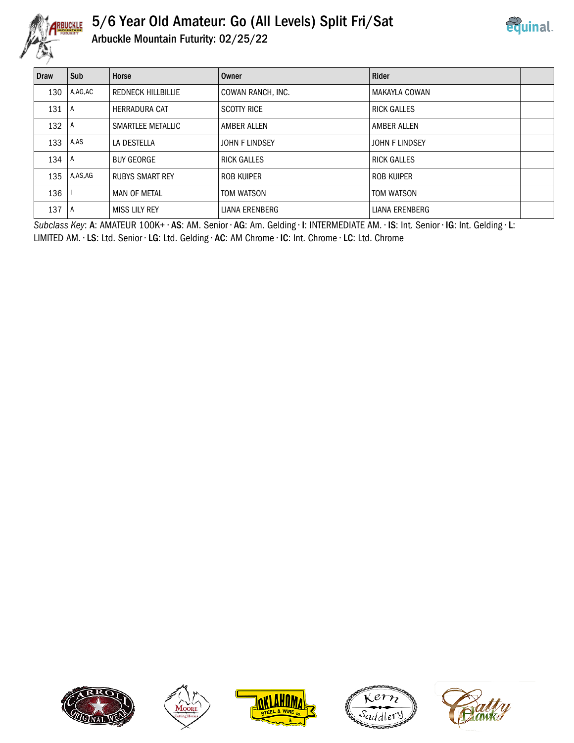# 5/6 Year Old Amateur: Go (All Levels) Split Fri/Sat

## Arbuckle Mountain Futurity: 02/25/22

| Draw | Sub | Horse | Owner | Rider | |
|---|---|---|---|---|---|
| 130 | A,AG,AC | REDNECK HILLBILLIE | COWAN RANCH, INC. | MAKAYLA COWAN | |
| 131 | A | HERRADURA CAT | SCOTTY RICE | RICK GALLES | |
| 132 | A | SMARTLEE METALLIC | AMBER ALLEN | AMBER ALLEN | |
| 133 | A,AS | LA DESTELLA | JOHN F LINDSEY | JOHN F LINDSEY | |
| 134 | A | BUY GEORGE | RICK GALLES | RICK GALLES | |
| 135 | A,AS,AG | RUBYS SMART REY | ROB KUIPER | ROB KUIPER | |
| 136 | I | MAN OF METAL | TOM WATSON | TOM WATSON | |
| 137 | A | MISS LILY REY | LIANA ERENBERG | LIANA ERENBERG | |

*Subclass Key*: **A**: AMATEUR 100K+ · **AS**: AM. Senior · **AG**: Am. Gelding · **I**: INTERMEDIATE AM. · **IS**: Int. Senior · **IG**: Int. Gelding · **L**: LIMITED AM. · **LS**: Ltd. Senior · **LG**: Ltd. Gelding · **AC**: AM Chrome · **IC**: Int. Chrome · **LC**: Ltd. Chrome